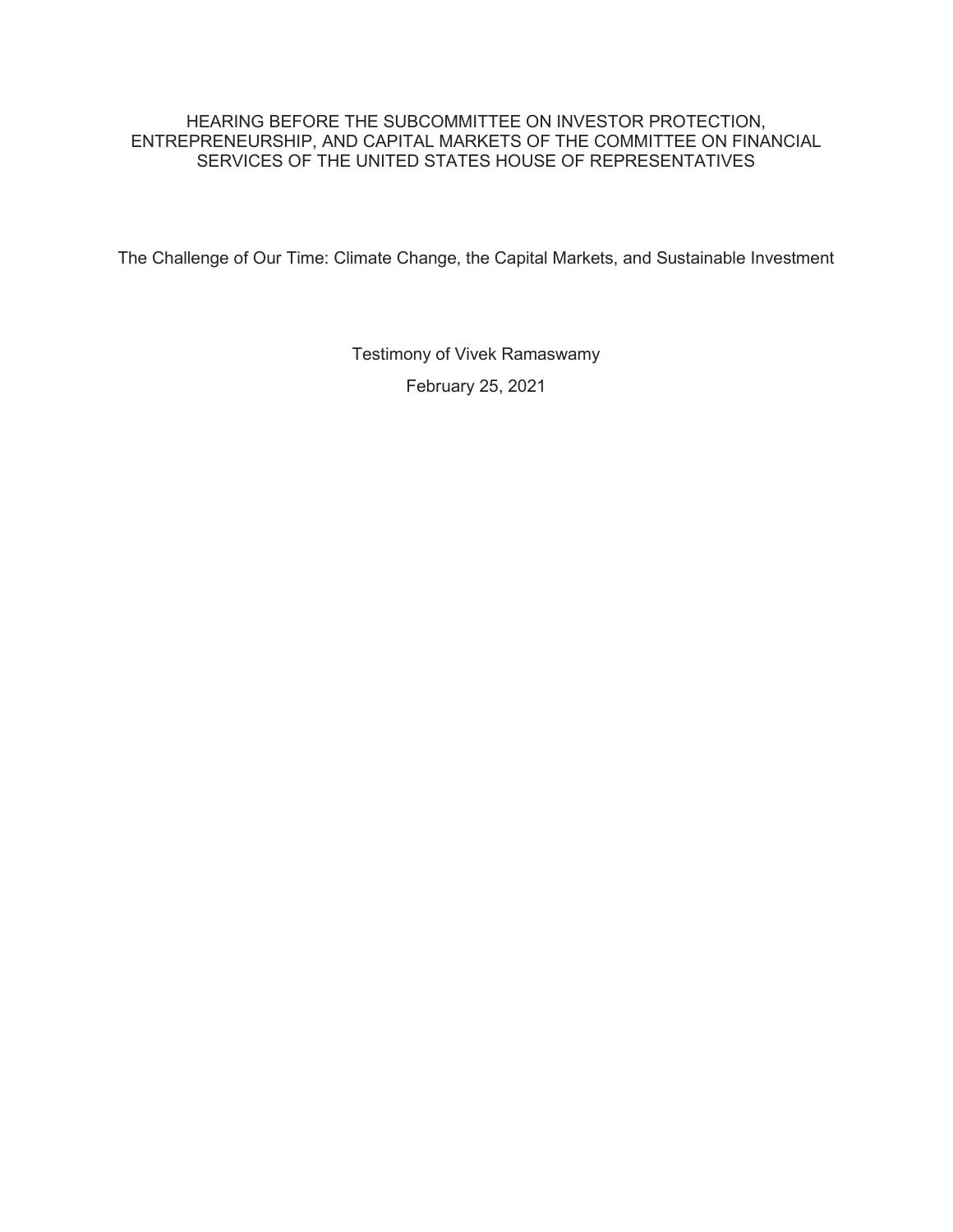# HEARING BEFORE THE SUBCOMMITTEE ON INVESTOR PROTECTION, ENTREPRENEURSHIP, AND CAPITAL MARKETS OF THE COMMITTEE ON FINANCIAL SERVICES OF THE UNITED STATES HOUSE OF REPRESENTATIVES

## The Challenge of Our Time: Climate Change, the Capital Markets, and Sustainable Investment

Testimony of Vivek Ramaswamy

February 25, 2021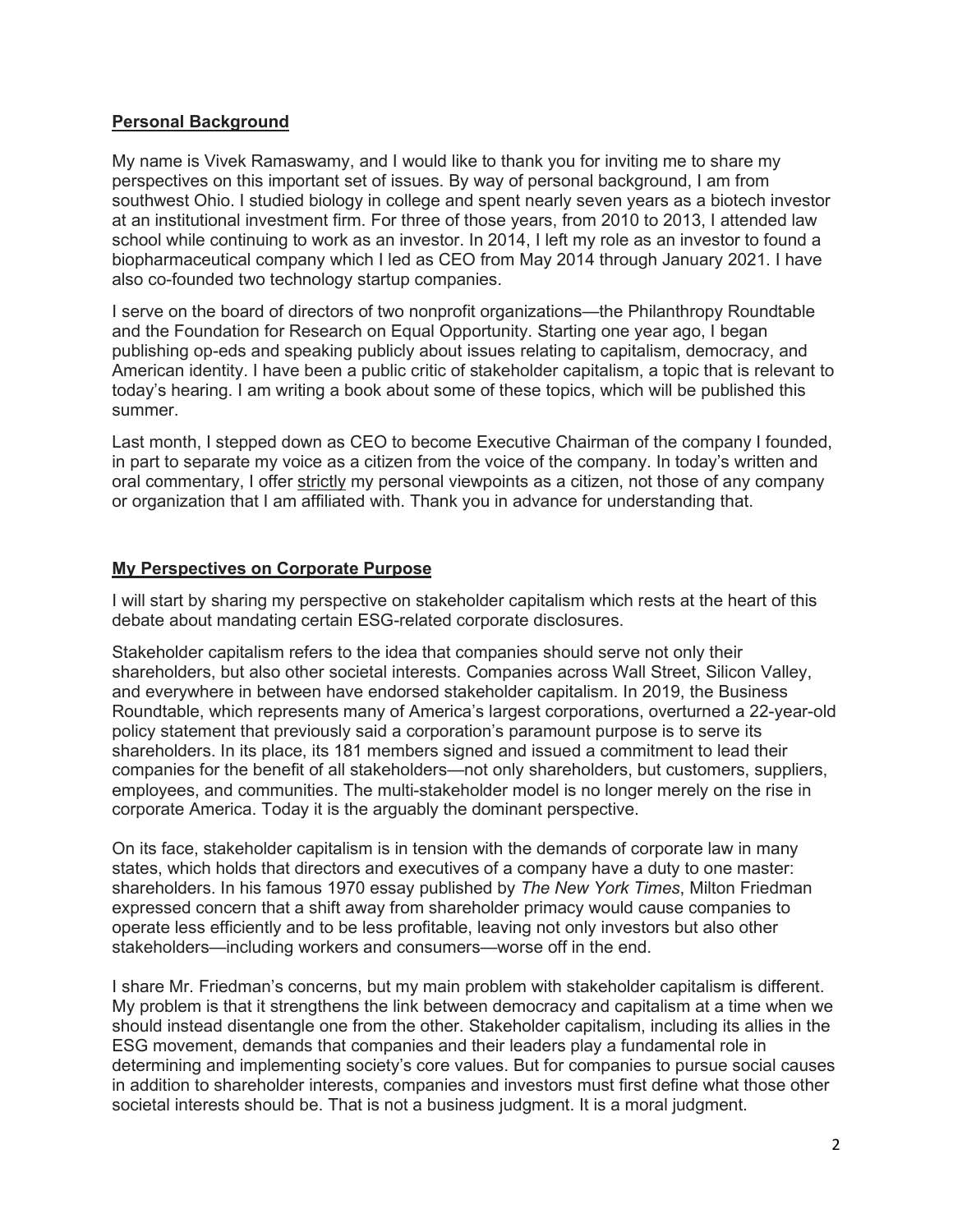## **Personal Background**

My name is Vivek Ramaswamy, and I would like to thank you for inviting me to share my perspectives on this important set of issues. By way of personal background, I am from southwest Ohio. I studied biology in college and spent nearly seven years as a biotech investor at an institutional investment firm. For three of those years, from 2010 to 2013, I attended law school while continuing to work as an investor. In 2014, I left my role as an investor to found a biopharmaceutical company which I led as CEO from May 2014 through January 2021. I have also co-founded two technology startup companies.

I serve on the board of directors of two nonprofit organizations—the Philanthropy Roundtable and the Foundation for Research on Equal Opportunity. Starting one year ago, I began publishing op-eds and speaking publicly about issues relating to capitalism, democracy, and American identity. I have been a public critic of stakeholder capitalism, a topic that is relevant to today's hearing. I am writing a book about some of these topics, which will be published this summer.

Last month, I stepped down as CEO to become Executive Chairman of the company I founded, in part to separate my voice as a citizen from the voice of the company. In today's written and oral commentary, I offer <u>strictly</u> my personal viewpoints as a citizen, not those of any company or organization that I am affiliated with. Thank you in advance for understanding that.

## **My Perspectives on Corporate Purpose**

I will start by sharing my perspective on stakeholder capitalism which rests at the heart of this debate about mandating certain ESG-related corporate disclosures.

Stakeholder capitalism refers to the idea that companies should serve not only their shareholders, but also other societal interests. Companies across Wall Street, Silicon Valley, and everywhere in between have endorsed stakeholder capitalism. In 2019, the Business Roundtable, which represents many of America's largest corporations, overturned a 22-year-old policy statement that previously said a corporation's paramount purpose is to serve its shareholders. In its place, its 181 members signed and issued a commitment to lead their companies for the benefit of all stakeholders—not only shareholders, but customers, suppliers, employees, and communities. The multi-stakeholder model is no longer merely on the rise in corporate America. Today it is the arguably the dominant perspective.

On its face, stakeholder capitalism is in tension with the demands of corporate law in many states, which holds that directors and executives of a company have a duty to one master: shareholders. In his famous 1970 essay published by *The New York Times*, Milton Friedman expressed concern that a shift away from shareholder primacy would cause companies to operate less efficiently and to be less profitable, leaving not only investors but also other stakeholders—including workers and consumers—worse off in the end.

I share Mr. Friedman's concerns, but my main problem with stakeholder capitalism is different. My problem is that it strengthens the link between democracy and capitalism at a time when we should instead disentangle one from the other. Stakeholder capitalism, including its allies in the ESG movement, demands that companies and their leaders play a fundamental role in determining and implementing society's core values. But for companies to pursue social causes in addition to shareholder interests, companies and investors must first define what those other societal interests should be. That is not a business judgment. It is a moral judgment.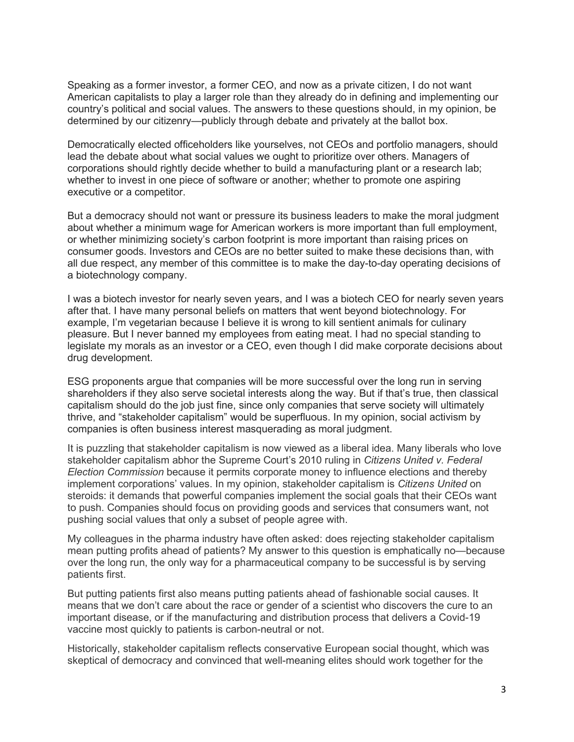Speaking as a former investor, a former CEO, and now as a private citizen, I do not want American capitalists to play a larger role than they already do in defining and implementing our country's political and social values. The answers to these questions should, in my opinion, be determined by our citizenry—publicly through debate and privately at the ballot box.

Democratically elected officeholders like yourselves, not CEOs and portfolio managers, should lead the debate about what social values we ought to prioritize over others. Managers of corporations should rightly decide whether to build a manufacturing plant or a research lab; whether to invest in one piece of software or another; whether to promote one aspiring executive or a competitor.

But a democracy should not want or pressure its business leaders to make the moral judgment about whether a minimum wage for American workers is more important than full employment, or whether minimizing society's carbon footprint is more important than raising prices on consumer goods. Investors and CEOs are no better suited to make these decisions than, with all due respect, any member of this committee is to make the day-to-day operating decisions of a biotechnology company.

I was a biotech investor for nearly seven years, and I was a biotech CEO for nearly seven years after that. I have many personal beliefs on matters that went beyond biotechnology. For example, I'm vegetarian because I believe it is wrong to kill sentient animals for culinary pleasure. But I never banned my employees from eating meat. I had no special standing to legislate my morals as an investor or a CEO, even though I did make corporate decisions about drug development.

ESG proponents argue that companies will be more successful over the long run in serving shareholders if they also serve societal interests along the way. But if that's true, then classical capitalism should do the job just fine, since only companies that serve society will ultimately thrive, and "stakeholder capitalism" would be superfluous. In my opinion, social activism by companies is often business interest masquerading as moral judgment.

It is puzzling that stakeholder capitalism is now viewed as a liberal idea. Many liberals who love stakeholder capitalism abhor the Supreme Court's 2010 ruling in *Citizens United v. Federal Election Commission* because it permits corporate money to influence elections and thereby implement corporations' values. In my opinion, stakeholder capitalism is *Citizens United* on steroids: it demands that powerful companies implement the social goals that their CEOs want to push. Companies should focus on providing goods and services that consumers want, not pushing social values that only a subset of people agree with.

My colleagues in the pharma industry have often asked: does rejecting stakeholder capitalism mean putting profits ahead of patients? My answer to this question is emphatically no—because over the long run, the only way for a pharmaceutical company to be successful is by serving patients first.

But putting patients first also means putting patients ahead of fashionable social causes. It means that we don't care about the race or gender of a scientist who discovers the cure to an important disease, or if the manufacturing and distribution process that delivers a Covid-19 vaccine most quickly to patients is carbon-neutral or not.

Historically, stakeholder capitalism reflects conservative European social thought, which was skeptical of democracy and convinced that well-meaning elites should work together for the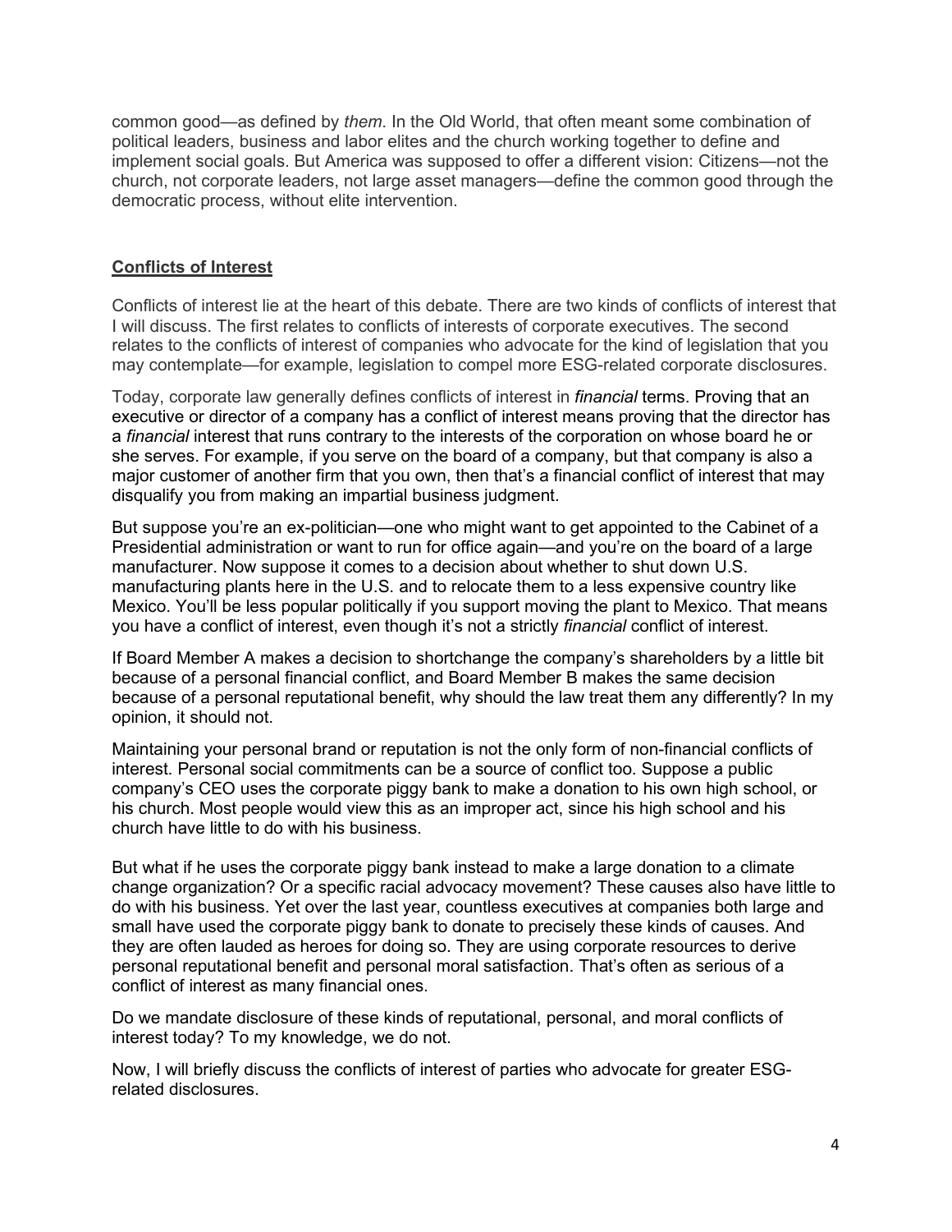common good—as defined by *them*. In the Old World, that often meant some combination of political leaders, business and labor elites and the church working together to define and implement social goals. But America was supposed to offer a different vision: Citizens—not the church, not corporate leaders, not large asset managers—define the common good through the democratic process, without elite intervention.

## Conflicts of Interest

Conflicts of interest lie at the heart of this debate. There are two kinds of conflicts of interest that I will discuss. The first relates to conflicts of interests of corporate executives. The second relates to the conflicts of interest of companies who advocate for the kind of legislation that you may contemplate—for example, legislation to compel more ESG-related corporate disclosures.

Today, corporate law generally defines conflicts of interest in *financial* terms. Proving that an executive or director of a company has a conflict of interest means proving that the director has a *financial* interest that runs contrary to the interests of the corporation on whose board he or she serves. For example, if you serve on the board of a company, but that company is also a major customer of another firm that you own, then that's a financial conflict of interest that may disqualify you from making an impartial business judgment.

But suppose you're an ex-politician—one who might want to get appointed to the Cabinet of a Presidential administration or want to run for office again—and you're on the board of a large manufacturer. Now suppose it comes to a decision about whether to shut down U.S. manufacturing plants here in the U.S. and to relocate them to a less expensive country like Mexico. You'll be less popular politically if you support moving the plant to Mexico. That means you have a conflict of interest, even though it's not a strictly *financial* conflict of interest.

If Board Member A makes a decision to shortchange the company's shareholders by a little bit because of a personal financial conflict, and Board Member B makes the same decision because of a personal reputational benefit, why should the law treat them any differently? In my opinion, it should not.

Maintaining your personal brand or reputation is not the only form of non-financial conflicts of interest. Personal social commitments can be a source of conflict too. Suppose a public company's CEO uses the corporate piggy bank to make a donation to his own high school, or his church. Most people would view this as an improper act, since his high school and his church have little to do with his business.

But what if he uses the corporate piggy bank instead to make a large donation to a climate change organization? Or a specific racial advocacy movement? These causes also have little to do with his business. Yet over the last year, countless executives at companies both large and small have used the corporate piggy bank to donate to precisely these kinds of causes. And they are often lauded as heroes for doing so. They are using corporate resources to derive personal reputational benefit and personal moral satisfaction. That's often as serious of a conflict of interest as many financial ones.

Do we mandate disclosure of these kinds of reputational, personal, and moral conflicts of interest today? To my knowledge, we do not.

Now, I will briefly discuss the conflicts of interest of parties who advocate for greater ESG-related disclosures.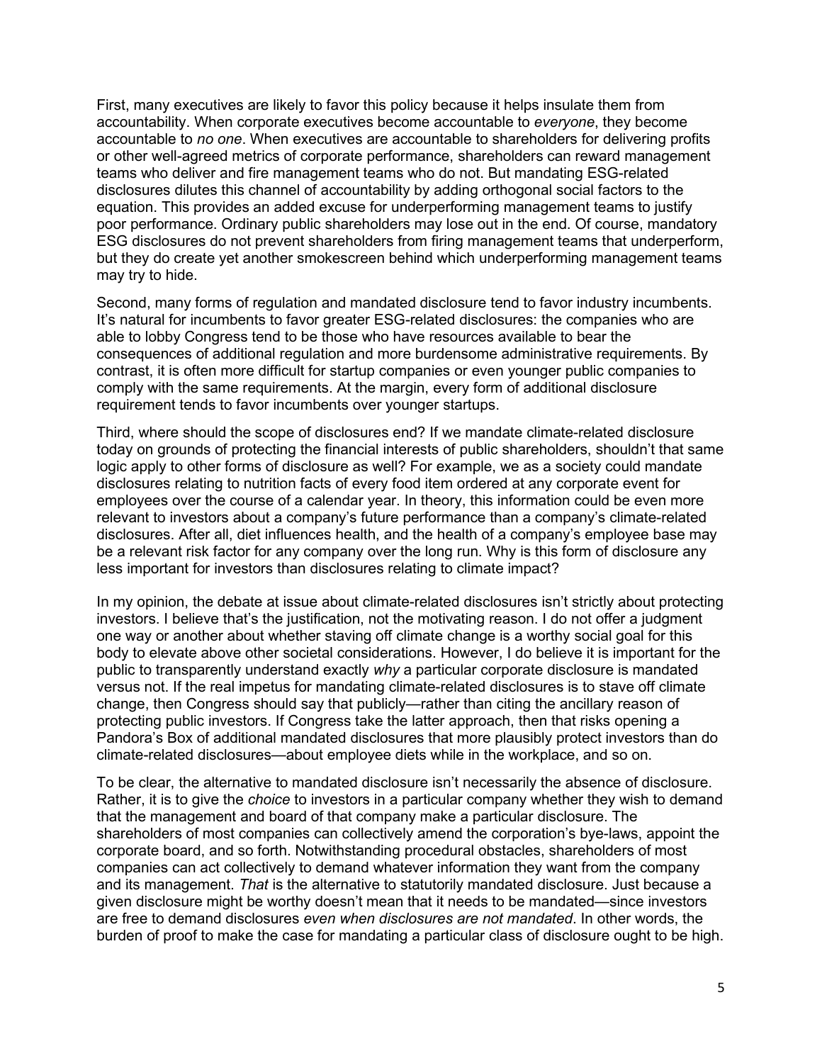First, many executives are likely to favor this policy because it helps insulate them from accountability. When corporate executives become accountable to *everyone*, they become accountable to *no one*. When executives are accountable to shareholders for delivering profits or other well-agreed metrics of corporate performance, shareholders can reward management teams who deliver and fire management teams who do not. But mandating ESG-related disclosures dilutes this channel of accountability by adding orthogonal social factors to the equation. This provides an added excuse for underperforming management teams to justify poor performance. Ordinary public shareholders may lose out in the end. Of course, mandatory ESG disclosures do not prevent shareholders from firing management teams that underperform, but they do create yet another smokescreen behind which underperforming management teams may try to hide.

Second, many forms of regulation and mandated disclosure tend to favor industry incumbents. It's natural for incumbents to favor greater ESG-related disclosures: the companies who are able to lobby Congress tend to be those who have resources available to bear the consequences of additional regulation and more burdensome administrative requirements. By contrast, it is often more difficult for startup companies or even younger public companies to comply with the same requirements. At the margin, every form of additional disclosure requirement tends to favor incumbents over younger startups.

Third, where should the scope of disclosures end? If we mandate climate-related disclosure today on grounds of protecting the financial interests of public shareholders, shouldn't that same logic apply to other forms of disclosure as well? For example, we as a society could mandate disclosures relating to nutrition facts of every food item ordered at any corporate event for employees over the course of a calendar year. In theory, this information could be even more relevant to investors about a company's future performance than a company's climate-related disclosures. After all, diet influences health, and the health of a company's employee base may be a relevant risk factor for any company over the long run. Why is this form of disclosure any less important for investors than disclosures relating to climate impact?

In my opinion, the debate at issue about climate-related disclosures isn't strictly about protecting investors. I believe that's the justification, not the motivating reason. I do not offer a judgment one way or another about whether staving off climate change is a worthy social goal for this body to elevate above other societal considerations. However, I do believe it is important for the public to transparently understand exactly *why* a particular corporate disclosure is mandated versus not. If the real impetus for mandating climate-related disclosures is to stave off climate change, then Congress should say that publicly—rather than citing the ancillary reason of protecting public investors. If Congress take the latter approach, then that risks opening a Pandora's Box of additional mandated disclosures that more plausibly protect investors than do climate-related disclosures—about employee diets while in the workplace, and so on.

To be clear, the alternative to mandated disclosure isn't necessarily the absence of disclosure. Rather, it is to give the *choice* to investors in a particular company whether they wish to demand that the management and board of that company make a particular disclosure. The shareholders of most companies can collectively amend the corporation's bye-laws, appoint the corporate board, and so forth. Notwithstanding procedural obstacles, shareholders of most companies can act collectively to demand whatever information they want from the company and its management. *That* is the alternative to statutorily mandated disclosure. Just because a given disclosure might be worthy doesn't mean that it needs to be mandated—since investors are free to demand disclosures *even when disclosures are not mandated*. In other words, the burden of proof to make the case for mandating a particular class of disclosure ought to be high.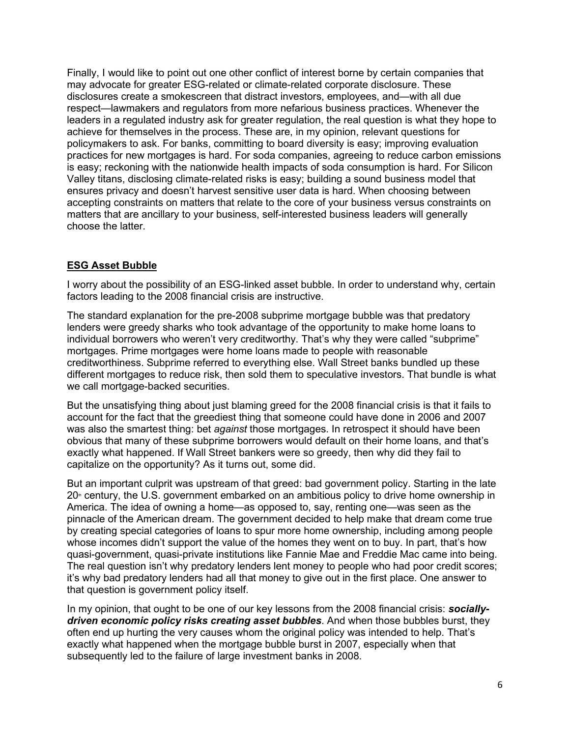Finally, I would like to point out one other conflict of interest borne by certain companies that may advocate for greater ESG-related or climate-related corporate disclosure. These disclosures create a smokescreen that distract investors, employees, and—with all due respect—lawmakers and regulators from more nefarious business practices. Whenever the leaders in a regulated industry ask for greater regulation, the real question is what they hope to achieve for themselves in the process. These are, in my opinion, relevant questions for policymakers to ask. For banks, committing to board diversity is easy; improving evaluation practices for new mortgages is hard. For soda companies, agreeing to reduce carbon emissions is easy; reckoning with the nationwide health impacts of soda consumption is hard. For Silicon Valley titans, disclosing climate-related risks is easy; building a sound business model that ensures privacy and doesn't harvest sensitive user data is hard. When choosing between accepting constraints on matters that relate to the core of your business versus constraints on matters that are ancillary to your business, self-interested business leaders will generally choose the latter.

## ESG Asset Bubble

I worry about the possibility of an ESG-linked asset bubble. In order to understand why, certain factors leading to the 2008 financial crisis are instructive.

The standard explanation for the pre-2008 subprime mortgage bubble was that predatory lenders were greedy sharks who took advantage of the opportunity to make home loans to individual borrowers who weren't very creditworthy. That's why they were called "subprime" mortgages. Prime mortgages were home loans made to people with reasonable creditworthiness. Subprime referred to everything else. Wall Street banks bundled up these different mortgages to reduce risk, then sold them to speculative investors. That bundle is what we call mortgage-backed securities.

But the unsatisfying thing about just blaming greed for the 2008 financial crisis is that it fails to account for the fact that the greediest thing that someone could have done in 2006 and 2007 was also the smartest thing: bet *against* those mortgages. In retrospect it should have been obvious that many of these subprime borrowers would default on their home loans, and that's exactly what happened. If Wall Street bankers were so greedy, then why did they fail to capitalize on the opportunity? As it turns out, some did.

But an important culprit was upstream of that greed: bad government policy. Starting in the late 20th century, the U.S. government embarked on an ambitious policy to drive home ownership in America. The idea of owning a home—as opposed to, say, renting one—was seen as the pinnacle of the American dream. The government decided to help make that dream come true by creating special categories of loans to spur more home ownership, including among people whose incomes didn't support the value of the homes they went on to buy. In part, that's how quasi-government, quasi-private institutions like Fannie Mae and Freddie Mac came into being. The real question isn't why predatory lenders lent money to people who had poor credit scores; it's why bad predatory lenders had all that money to give out in the first place. One answer to that question is government policy itself.

In my opinion, that ought to be one of our key lessons from the 2008 financial crisis: ***socially-driven economic policy risks creating asset bubbles***. And when those bubbles burst, they often end up hurting the very causes whom the original policy was intended to help. That's exactly what happened when the mortgage bubble burst in 2007, especially when that subsequently led to the failure of large investment banks in 2008.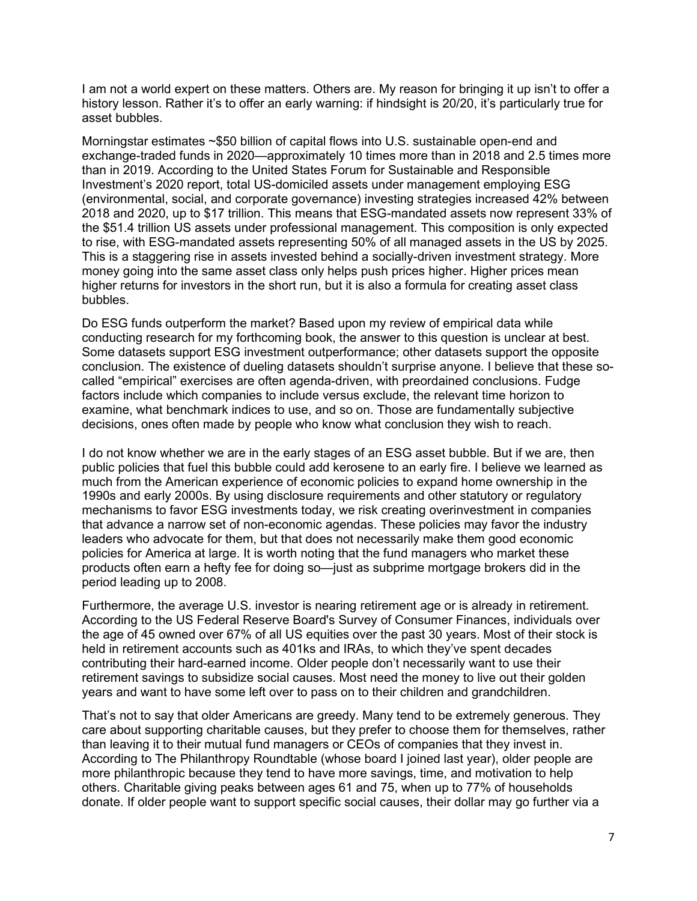I am not a world expert on these matters. Others are. My reason for bringing it up isn't to offer a history lesson. Rather it's to offer an early warning: if hindsight is 20/20, it's particularly true for asset bubbles.

Morningstar estimates ~$50 billion of capital flows into U.S. sustainable open-end and exchange-traded funds in 2020—approximately 10 times more than in 2018 and 2.5 times more than in 2019. According to the United States Forum for Sustainable and Responsible Investment's 2020 report, total US-domiciled assets under management employing ESG (environmental, social, and corporate governance) investing strategies increased 42% between 2018 and 2020, up to $17 trillion. This means that ESG-mandated assets now represent 33% of the $51.4 trillion US assets under professional management. This composition is only expected to rise, with ESG-mandated assets representing 50% of all managed assets in the US by 2025. This is a staggering rise in assets invested behind a socially-driven investment strategy. More money going into the same asset class only helps push prices higher. Higher prices mean higher returns for investors in the short run, but it is also a formula for creating asset class bubbles.

Do ESG funds outperform the market? Based upon my review of empirical data while conducting research for my forthcoming book, the answer to this question is unclear at best. Some datasets support ESG investment outperformance; other datasets support the opposite conclusion. The existence of dueling datasets shouldn't surprise anyone. I believe that these so-called "empirical" exercises are often agenda-driven, with preordained conclusions. Fudge factors include which companies to include versus exclude, the relevant time horizon to examine, what benchmark indices to use, and so on. Those are fundamentally subjective decisions, ones often made by people who know what conclusion they wish to reach.

I do not know whether we are in the early stages of an ESG asset bubble. But if we are, then public policies that fuel this bubble could add kerosene to an early fire. I believe we learned as much from the American experience of economic policies to expand home ownership in the 1990s and early 2000s. By using disclosure requirements and other statutory or regulatory mechanisms to favor ESG investments today, we risk creating overinvestment in companies that advance a narrow set of non-economic agendas. These policies may favor the industry leaders who advocate for them, but that does not necessarily make them good economic policies for America at large. It is worth noting that the fund managers who market these products often earn a hefty fee for doing so—just as subprime mortgage brokers did in the period leading up to 2008.

Furthermore, the average U.S. investor is nearing retirement age or is already in retirement. According to the US Federal Reserve Board's Survey of Consumer Finances, individuals over the age of 45 owned over 67% of all US equities over the past 30 years. Most of their stock is held in retirement accounts such as 401ks and IRAs, to which they've spent decades contributing their hard-earned income. Older people don't necessarily want to use their retirement savings to subsidize social causes. Most need the money to live out their golden years and want to have some left over to pass on to their children and grandchildren.

That's not to say that older Americans are greedy. Many tend to be extremely generous. They care about supporting charitable causes, but they prefer to choose them for themselves, rather than leaving it to their mutual fund managers or CEOs of companies that they invest in. According to The Philanthropy Roundtable (whose board I joined last year), older people are more philanthropic because they tend to have more savings, time, and motivation to help others. Charitable giving peaks between ages 61 and 75, when up to 77% of households donate. If older people want to support specific social causes, their dollar may go further via a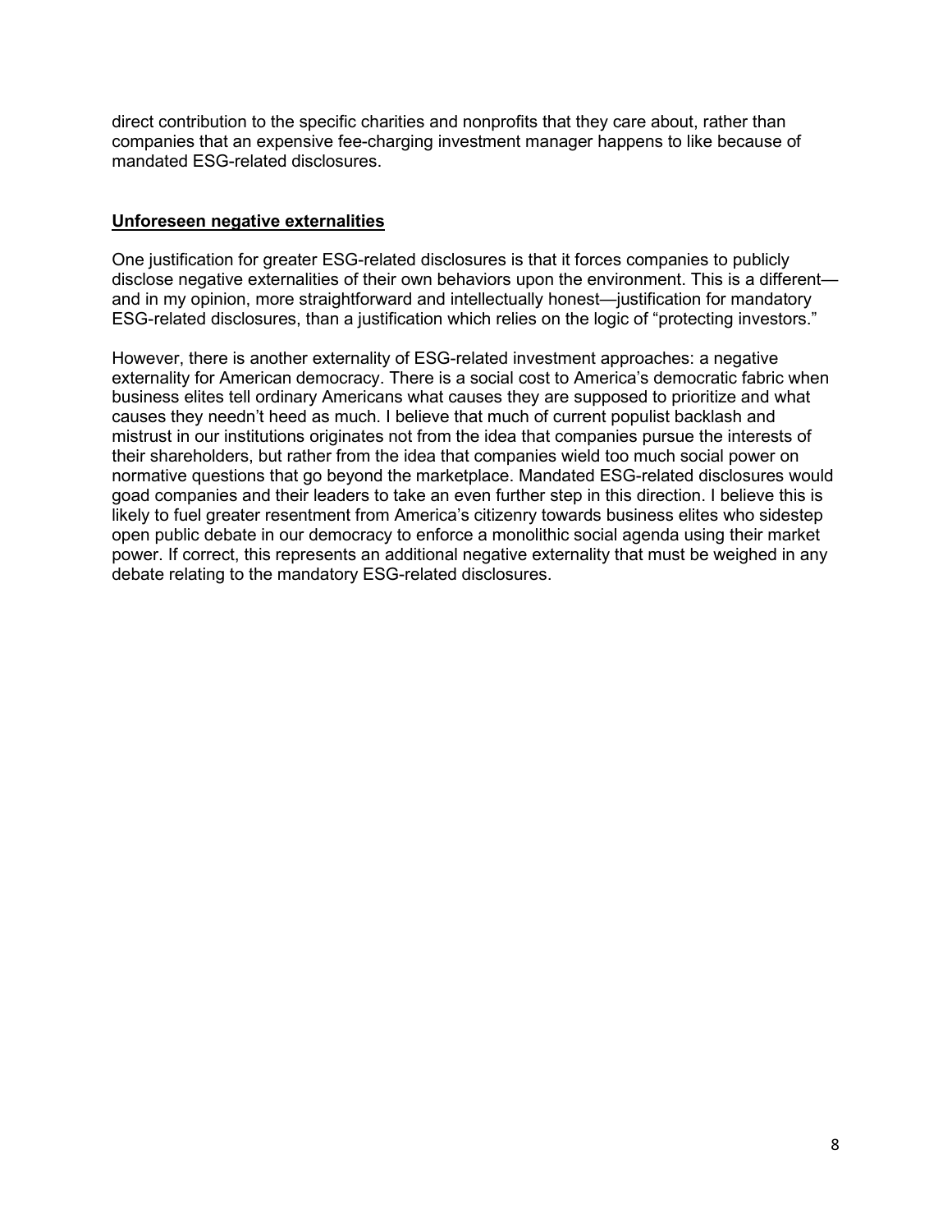direct contribution to the specific charities and nonprofits that they care about, rather than companies that an expensive fee-charging investment manager happens to like because of mandated ESG-related disclosures.

**Unforeseen negative externalities**

One justification for greater ESG-related disclosures is that it forces companies to publicly disclose negative externalities of their own behaviors upon the environment. This is a different—and in my opinion, more straightforward and intellectually honest—justification for mandatory ESG-related disclosures, than a justification which relies on the logic of "protecting investors."

However, there is another externality of ESG-related investment approaches: a negative externality for American democracy. There is a social cost to America's democratic fabric when business elites tell ordinary Americans what causes they are supposed to prioritize and what causes they needn't heed as much. I believe that much of current populist backlash and mistrust in our institutions originates not from the idea that companies pursue the interests of their shareholders, but rather from the idea that companies wield too much social power on normative questions that go beyond the marketplace. Mandated ESG-related disclosures would goad companies and their leaders to take an even further step in this direction. I believe this is likely to fuel greater resentment from America's citizenry towards business elites who sidestep open public debate in our democracy to enforce a monolithic social agenda using their market power. If correct, this represents an additional negative externality that must be weighed in any debate relating to the mandatory ESG-related disclosures.